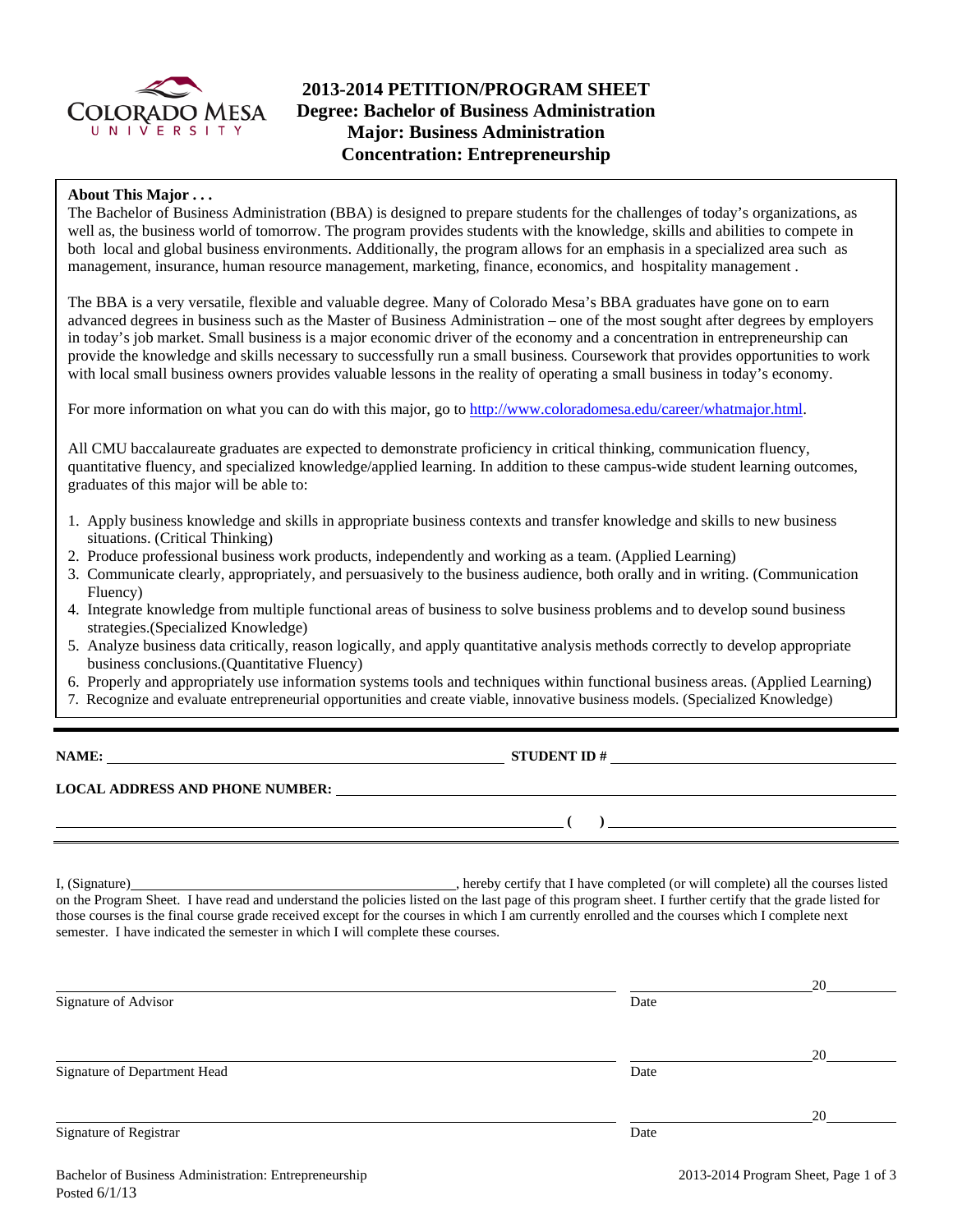# 2013-2014 PETITION/PROGRAM SHEET
## Degree: Bachelor of Business Administration
## Major: Business Administration
## Concentration: Entrepreneurship

**About This Major . . .**

The Bachelor of Business Administration (BBA) is designed to prepare students for the challenges of today's organizations, as well as, the business world of tomorrow. The program provides students with the knowledge, skills and abilities to compete in both local and global business environments. Additionally, the program allows for an emphasis in a specialized area such as management, insurance, human resource management, marketing, finance, economics, and hospitality management .

The BBA is a very versatile, flexible and valuable degree. Many of Colorado Mesa's BBA graduates have gone on to earn advanced degrees in business such as the Master of Business Administration – one of the most sought after degrees by employers in today's job market. Small business is a major economic driver of the economy and a concentration in entrepreneurship can provide the knowledge and skills necessary to successfully run a small business. Coursework that provides opportunities to work with local small business owners provides valuable lessons in the reality of operating a small business in today's economy.

For more information on what you can do with this major, go to http://www.coloradomesa.edu/career/whatmajor.html.

All CMU baccalaureate graduates are expected to demonstrate proficiency in critical thinking, communication fluency, quantitative fluency, and specialized knowledge/applied learning. In addition to these campus-wide student learning outcomes, graduates of this major will be able to:

1. Apply business knowledge and skills in appropriate business contexts and transfer knowledge and skills to new business situations. (Critical Thinking)
2. Produce professional business work products, independently and working as a team. (Applied Learning)
3. Communicate clearly, appropriately, and persuasively to the business audience, both orally and in writing. (Communication Fluency)
4. Integrate knowledge from multiple functional areas of business to solve business problems and to develop sound business strategies.(Specialized Knowledge)
5. Analyze business data critically, reason logically, and apply quantitative analysis methods correctly to develop appropriate business conclusions.(Quantitative Fluency)
6. Properly and appropriately use information systems tools and techniques within functional business areas. (Applied Learning)
7. Recognize and evaluate entrepreneurial opportunities and create viable, innovative business models. (Specialized Knowledge)

---

**NAME:** ______________________________ **STUDENT ID #** ______________________________

**LOCAL ADDRESS AND PHONE NUMBER:** ______________________________

______________________________ **( )** ______________________________

I, (Signature)______________________________, hereby certify that I have completed (or will complete) all the courses listed on the Program Sheet. I have read and understand the policies listed on the last page of this program sheet. I further certify that the grade listed for those courses is the final course grade received except for the courses in which I am currently enrolled and the courses which I complete next semester. I have indicated the semester in which I will complete these courses.

______________________________ ______________ 20______
Signature of Advisor Date

______________________________ ______________ 20______
Signature of Department Head Date

______________________________ ______________ 20______
Signature of Registrar Date

Bachelor of Business Administration: Entrepreneurship
Posted 6/1/13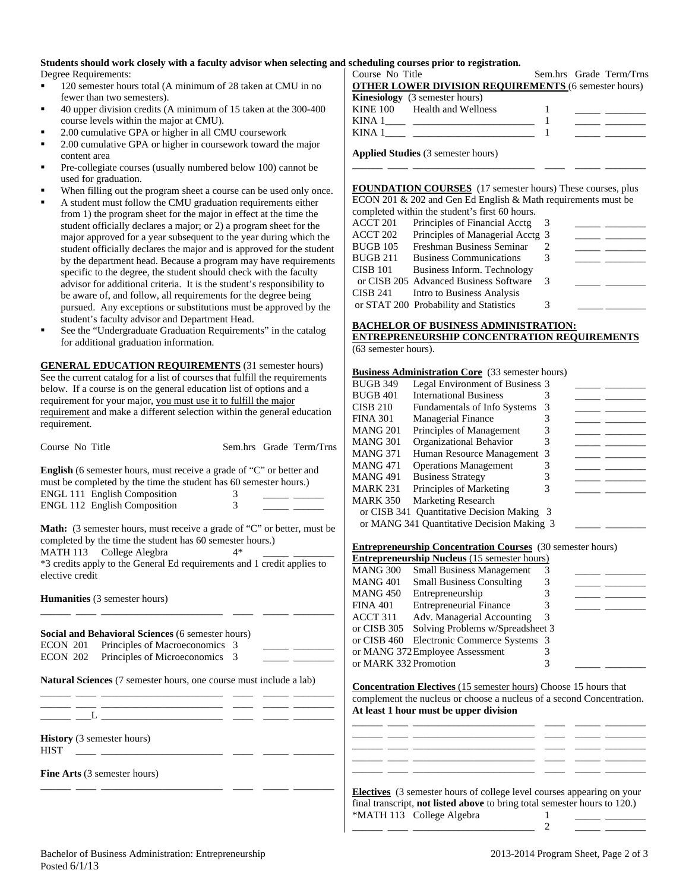**Students should work closely with a faculty advisor when selecting and scheduling courses prior to registration.**

Degree Requirements:

- 120 semester hours total (A minimum of 28 taken at CMU in no fewer than two semesters).
- 40 upper division credits (A minimum of 15 taken at the 300-400 course levels within the major at CMU).
- 2.00 cumulative GPA or higher in all CMU coursework
- 2.00 cumulative GPA or higher in coursework toward the major content area
- Pre-collegiate courses (usually numbered below 100) cannot be used for graduation.
- When filling out the program sheet a course can be used only once.
- A student must follow the CMU graduation requirements either from 1) the program sheet for the major in effect at the time the student officially declares a major; or 2) a program sheet for the major approved for a year subsequent to the year during which the student officially declares the major and is approved for the student by the department head. Because a program may have requirements specific to the degree, the student should check with the faculty advisor for additional criteria. It is the student's responsibility to be aware of, and follow, all requirements for the degree being pursued. Any exceptions or substitutions must be approved by the student's faculty advisor and Department Head.
- See the "Undergraduate Graduation Requirements" in the catalog for additional graduation information.

**GENERAL EDUCATION REQUIREMENTS** (31 semester hours) See the current catalog for a list of courses that fulfill the requirements below. If a course is on the general education list of options and a requirement for your major, you must use it to fulfill the major requirement and make a different selection within the general education requirement.

| Course No | Title | Sem.hrs | Grade | Term/Trns |
|---|---|---|---|---|

**English** (6 semester hours, must receive a grade of "C" or better and must be completed by the time the student has 60 semester hours.)

| Course No | Title | Sem.hrs | Grade | Term/Trns |
|---|---|---|---|---|
| ENGL 111 | English Composition | 3 | _____ | ______ |
| ENGL 112 | English Composition | 3 | _____ | ______ |

**Math:** (3 semester hours, must receive a grade of "C" or better, must be completed by the time the student has 60 semester hours.)

| Course No | Title | Sem.hrs | Grade | Term/Trns |
|---|---|---|---|---|
| MATH 113 | College Alegbra | 4* | _____ | ________ |

*3 credits apply to the General Ed requirements and 1 credit applies to elective credit

**Humanities** (3 semester hours)

______ ____ _______________________ ____ _____ ________

**Social and Behavioral Sciences** (6 semester hours)

| Course No | Title | Sem.hrs | Grade | Term/Trns |
|---|---|---|---|---|
| ECON 201 | Principles of Macroeconomics | 3 | _____ | ________ |
| ECON 202 | Principles of Microeconomics | 3 | _____ | ________ |

**Natural Sciences** (7 semester hours, one course must include a lab)

______ ____ _______________________ ____ _____ ________
______ ____ _______________________ ____ _____ ________
______ ___L _______________________ ____ _____ ________

**History** (3 semester hours)

HIST ____ _______________________ ____ _____ ________

**Fine Arts** (3 semester hours)

______ ____ _______________________ ____ _____ ________

| Course No | Title | Sem.hrs | Grade | Term/Trns |
|---|---|---|---|---|

**OTHER LOWER DIVISION REQUIREMENTS** (6 semester hours)

**Kinesiology** (3 semester hours)

| Course No | Title | Sem.hrs | Grade | Term/Trns |
|---|---|---|---|---|
| KINE 100 | Health and Wellness | 1 | _____ | ________ |
| KINA 1____ | ________________________ | 1 | _____ | ________ |
| KINA 1____ | ________________________ | 1 | _____ | ________ |

**Applied Studies** (3 semester hours)

______ ____ _______________________ ____ _____ ________

**FOUNDATION COURSES** (17 semester hours) These courses, plus ECON 201 & 202 and Gen Ed English & Math requirements must be completed within the student's first 60 hours.

| Course No | Title | Sem.hrs | Grade | Term/Trns |
|---|---|---|---|---|
| ACCT 201 | Principles of Financial Acctg | 3 | _____ | ________ |
| ACCT 202 | Principles of Managerial Acctg | 3 | _____ | ________ |
| BUGB 105 | Freshman Business Seminar | 2 | _____ | ________ |
| BUGB 211 | Business Communications | 3 | _____ | ________ |
| CISB 101 or CISB 205 | Business Inform. Technology or Advanced Business Software | 3 | _____ | ________ |
| CISB 241 or STAT 200 | Intro to Business Analysis or Probability and Statistics | 3 | _____ | ________ |

**BACHELOR OF BUSINESS ADMINISTRATION: ENTREPRENEURSHIP CONCENTRATION REQUIREMENTS** (63 semester hours).

**Business Administration Core** (33 semester hours)

| Course No | Title | Sem.hrs | Grade | Term/Trns |
|---|---|---|---|---|
| BUGB 349 | Legal Environment of Business | 3 | _____ | ________ |
| BUGB 401 | International Business | 3 | _____ | ________ |
| CISB 210 | Fundamentals of Info Systems | 3 | _____ | ________ |
| FINA 301 | Managerial Finance | 3 | _____ | ________ |
| MANG 201 | Principles of Management | 3 | _____ | ________ |
| MANG 301 | Organizational Behavior | 3 | _____ | ________ |
| MANG 371 | Human Resource Management | 3 | _____ | ________ |
| MANG 471 | Operations Management | 3 | _____ | ________ |
| MANG 491 | Business Strategy | 3 | _____ | ________ |
| MARK 231 | Principles of Marketing | 3 | _____ | ________ |
| MARK 350 or CISB 341 or MANG 341 | Marketing Research or Quantitative Decision Making or Quantitative Decision Making | 3 | _____ | ________ |

**Entrepreneurship Concentration Courses** (30 semester hours)

**Entrepreneurship Nucleus** (15 semester hours)

| Course No | Title | Sem.hrs | Grade | Term/Trns |
|---|---|---|---|---|
| MANG 300 | Small Business Management | 3 | _____ | ________ |
| MANG 401 | Small Business Consulting | 3 | _____ | ________ |
| MANG 450 | Entrepreneurship | 3 | _____ | ________ |
| FINA 401 | Entrepreneurial Finance | 3 | _____ | ________ |
| ACCT 311 or CISB 305 or CISB 460 or MANG 372 or MARK 332 | Adv. Managerial Accounting or Solving Problems w/Spreadsheet or Electronic Commerce Systems or Employee Assessment or Promotion | 3 | _____ | ________ |

**Concentration Electives** (15 semester hours) Choose 15 hours that complement the nucleus or choose a nucleus of a second Concentration. **At least 1 hour must be upper division**

______ ____ _______________________ ____ _____ ________
______ ____ _______________________ ____ _____ ________
______ ____ _______________________ ____ _____ ________
______ ____ _______________________ ____ _____ ________
______ ____ _______________________ ____ _____ ________

**Electives** (3 semester hours of college level courses appearing on your final transcript, **not listed above** to bring total semester hours to 120.)

| Course No | Title | Sem.hrs | Grade | Term/Trns |
|---|---|---|---|---|
| *MATH 113 | College Algebra | 1 | _____ | ________ |
| ______ ____ | _______________________ | 2 | _____ | ________ |

Bachelor of Business Administration: Entrepreneurship
Posted 6/1/13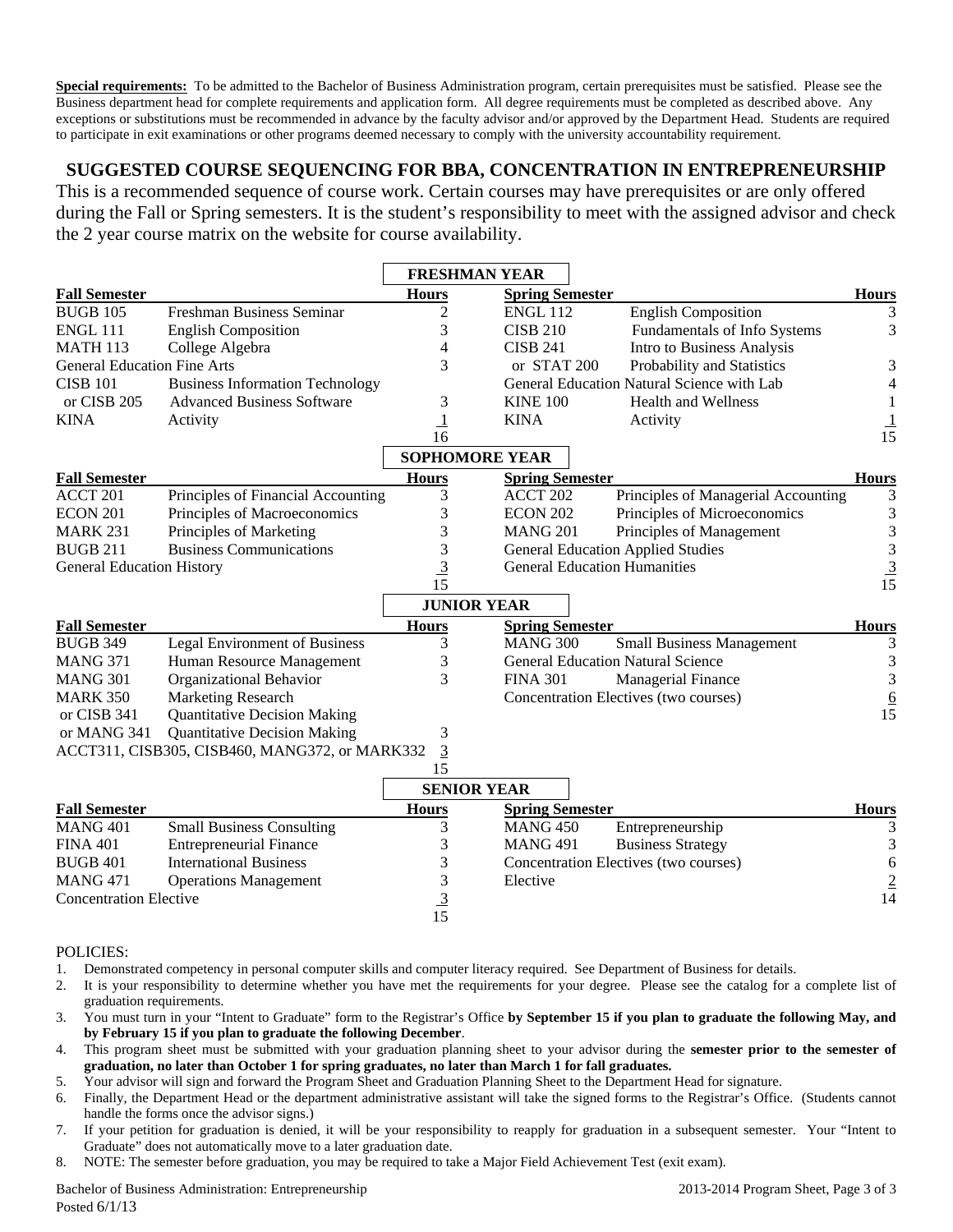**Special requirements:** To be admitted to the Bachelor of Business Administration program, certain prerequisites must be satisfied. Please see the Business department head for complete requirements and application form. All degree requirements must be completed as described above. Any exceptions or substitutions must be recommended in advance by the faculty advisor and/or approved by the Department Head. Students are required to participate in exit examinations or other programs deemed necessary to comply with the university accountability requirement.

## SUGGESTED COURSE SEQUENCING FOR BBA, CONCENTRATION IN ENTREPRENEURSHIP

This is a recommended sequence of course work. Certain courses may have prerequisites or are only offered during the Fall or Spring semesters. It is the student's responsibility to meet with the assigned advisor and check the 2 year course matrix on the website for course availability.

### FRESHMAN YEAR

| Fall Semester | | Hours | Spring Semester | | Hours |
|---|---|---|---|---|---|
| BUGB 105 | Freshman Business Seminar | 2 | ENGL 112 | English Composition | 3 |
| ENGL 111 | English Composition | 3 | CISB 210 | Fundamentals of Info Systems | 3 |
| MATH 113 | College Algebra | 4 | CISB 241 | Intro to Business Analysis | |
| General Education Fine Arts | | 3 | or STAT 200 | Probability and Statistics | 3 |
| CISB 101 | Business Information Technology | | General Education Natural Science with Lab | | 4 |
| or CISB 205 | Advanced Business Software | 3 | KINE 100 | Health and Wellness | 1 |
| KINA | Activity | 1 | KINA | Activity | 1 |
| | | 16 | | | 15 |

### SOPHOMORE YEAR

| Fall Semester | | Hours | Spring Semester | | Hours |
|---|---|---|---|---|---|
| ACCT 201 | Principles of Financial Accounting | 3 | ACCT 202 | Principles of Managerial Accounting | 3 |
| ECON 201 | Principles of Macroeconomics | 3 | ECON 202 | Principles of Microeconomics | 3 |
| MARK 231 | Principles of Marketing | 3 | MANG 201 | Principles of Management | 3 |
| BUGB 211 | Business Communications | 3 | General Education Applied Studies | | 3 |
| General Education History | | 3 | General Education Humanities | | 3 |
| | | 15 | | | 15 |

### JUNIOR YEAR

| Fall Semester | | Hours | Spring Semester | | Hours |
|---|---|---|---|---|---|
| BUGB 349 | Legal Environment of Business | 3 | MANG 300 | Small Business Management | 3 |
| MANG 371 | Human Resource Management | 3 | General Education Natural Science | | 3 |
| MANG 301 | Organizational Behavior | 3 | FINA 301 | Managerial Finance | 3 |
| MARK 350 | Marketing Research | | Concentration Electives (two courses) | | 6 |
| or CISB 341 | Quantitative Decision Making | | | | 15 |
| or MANG 341 | Quantitative Decision Making | 3 | | | |
| ACCT311, CISB305, CISB460, MANG372, or MARK332 | | 3 | | | |
| | | 15 | | | |

### SENIOR YEAR

| Fall Semester | | Hours | Spring Semester | | Hours |
|---|---|---|---|---|---|
| MANG 401 | Small Business Consulting | 3 | MANG 450 | Entrepreneurship | 3 |
| FINA 401 | Entrepreneurial Finance | 3 | MANG 491 | Business Strategy | 3 |
| BUGB 401 | International Business | 3 | Concentration Electives (two courses) | | 6 |
| MANG 471 | Operations Management | 3 | Elective | | 2 |
| Concentration Elective | | 3 | | | 14 |
| | | 15 | | | |

POLICIES:

1. Demonstrated competency in personal computer skills and computer literacy required. See Department of Business for details.
2. It is your responsibility to determine whether you have met the requirements for your degree. Please see the catalog for a complete list of graduation requirements.
3. You must turn in your "Intent to Graduate" form to the Registrar's Office **by September 15 if you plan to graduate the following May, and by February 15 if you plan to graduate the following December**.
4. This program sheet must be submitted with your graduation planning sheet to your advisor during the **semester prior to the semester of graduation, no later than October 1 for spring graduates, no later than March 1 for fall graduates.**
5. Your advisor will sign and forward the Program Sheet and Graduation Planning Sheet to the Department Head for signature.
6. Finally, the Department Head or the department administrative assistant will take the signed forms to the Registrar's Office. (Students cannot handle the forms once the advisor signs.)
7. If your petition for graduation is denied, it will be your responsibility to reapply for graduation in a subsequent semester. Your "Intent to Graduate" does not automatically move to a later graduation date.
8. NOTE: The semester before graduation, you may be required to take a Major Field Achievement Test (exit exam).

Bachelor of Business Administration: Entrepreneurship
Posted 6/1/13